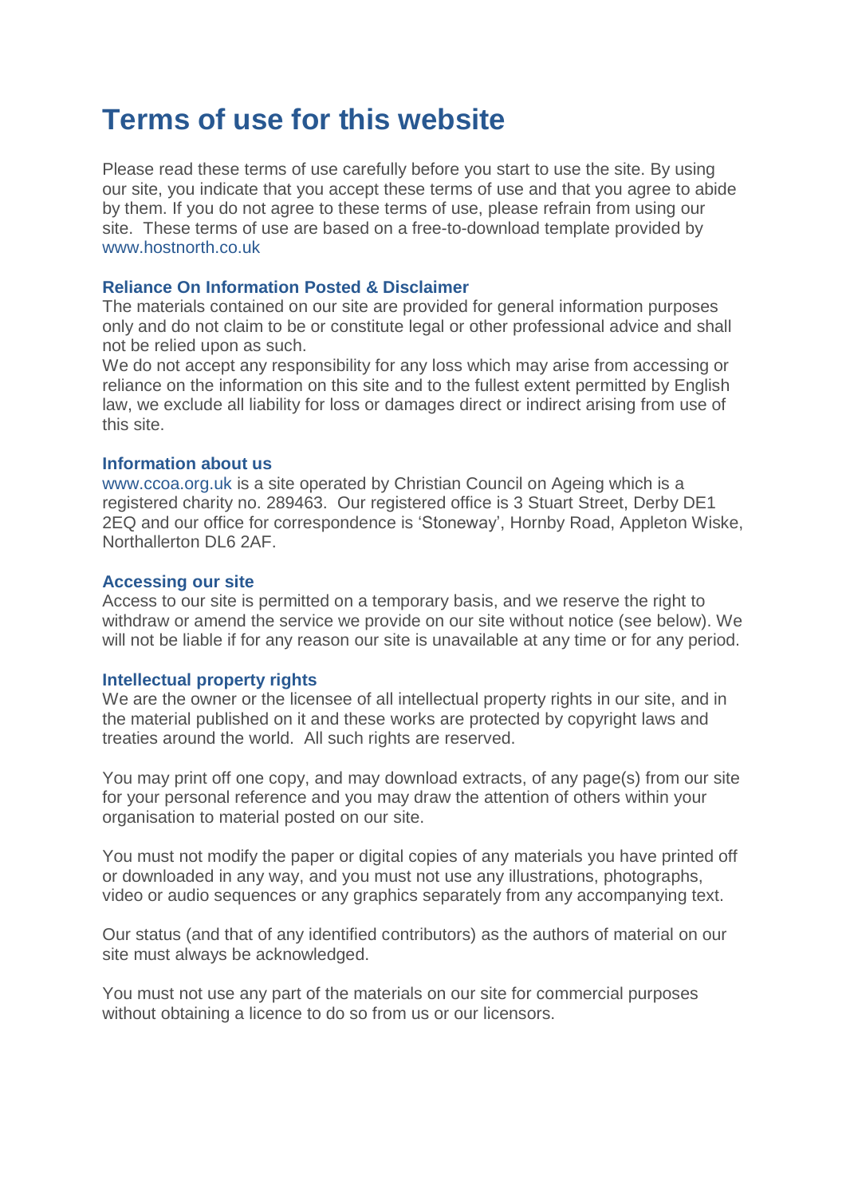# Terms of use for this website

Please read these terms of use carefully before you start to use the site. By using our site, you indicate that you accept these terms of use and that you agree to abide by them. If you do not agree to these terms of use, please refrain from using our site. These terms of use are based on a free-to-download template provided by www.hostnorth.co.uk

### Reliance On Information Posted & Disclaimer

The materials contained on our site are provided for general information purposes only and do not claim to be or constitute legal or other professional advice and shall not be relied upon as such.

We do not accept any responsibility for any loss which may arise from accessing or reliance on the information on this site and to the fullest extent permitted by English law, we exclude all liability for loss or damages direct or indirect arising from use of this site.

### Information about us

www.ccoa.org.uk is a site operated by Christian Council on Ageing which is a registered charity no. 289463. Our registered office is 3 Stuart Street, Derby DE1 2EQ and our office for correspondence is 'Stoneway', Hornby Road, Appleton Wiske, Northallerton DL6 2AF.

### Accessing our site

Access to our site is permitted on a temporary basis, and we reserve the right to withdraw or amend the service we provide on our site without notice (see below). We will not be liable if for any reason our site is unavailable at any time or for any period.

### Intellectual property rights

We are the owner or the licensee of all intellectual property rights in our site, and in the material published on it and these works are protected by copyright laws and treaties around the world. All such rights are reserved.

You may print off one copy, and may download extracts, of any page(s) from our site for your personal reference and you may draw the attention of others within your organisation to material posted on our site.

You must not modify the paper or digital copies of any materials you have printed off or downloaded in any way, and you must not use any illustrations, photographs, video or audio sequences or any graphics separately from any accompanying text.

Our status (and that of any identified contributors) as the authors of material on our site must always be acknowledged.

You must not use any part of the materials on our site for commercial purposes without obtaining a licence to do so from us or our licensors.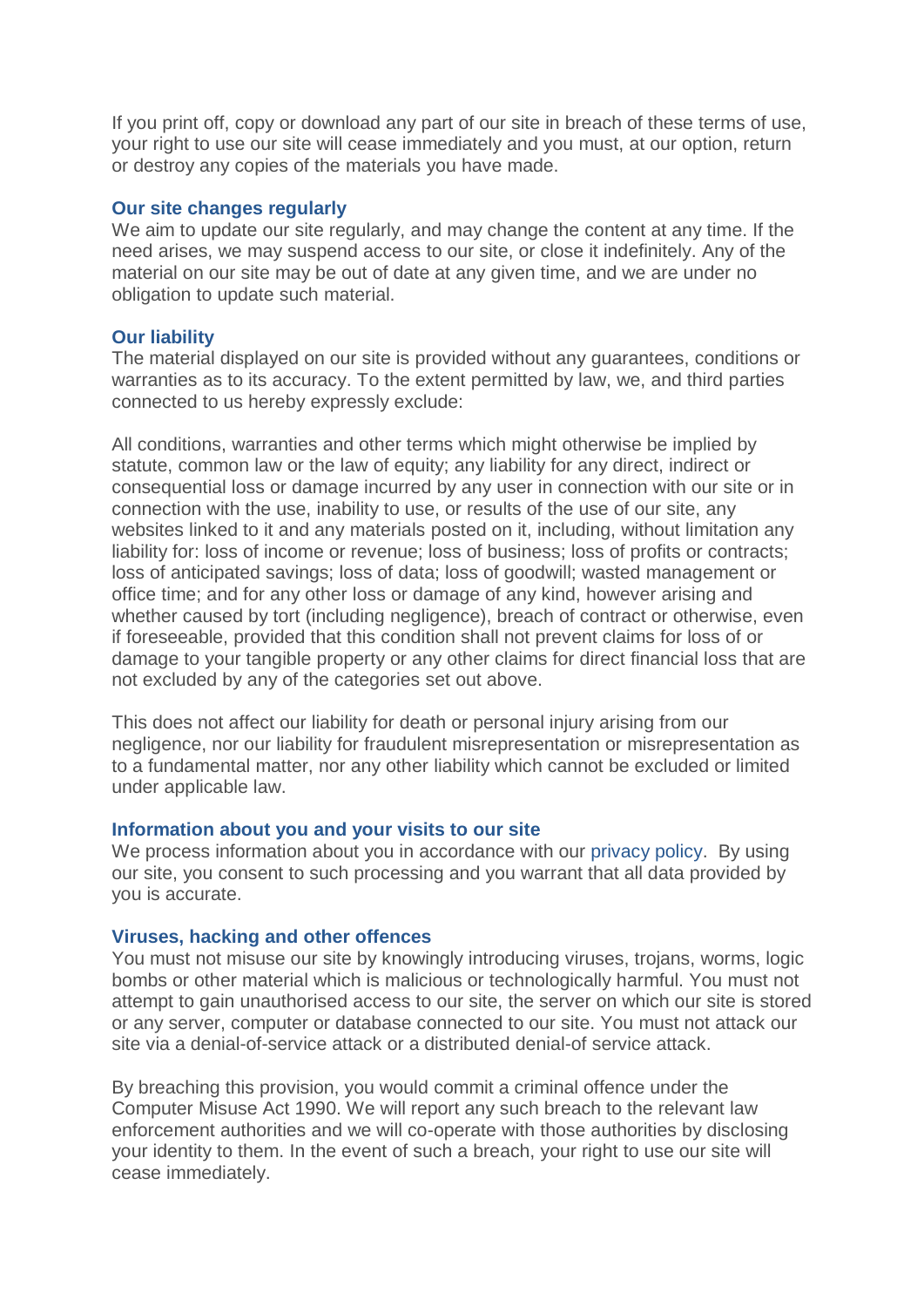If you print off, copy or download any part of our site in breach of these terms of use, your right to use our site will cease immediately and you must, at our option, return or destroy any copies of the materials you have made.

### Our site changes regularly

We aim to update our site regularly, and may change the content at any time. If the need arises, we may suspend access to our site, or close it indefinitely. Any of the material on our site may be out of date at any given time, and we are under no obligation to update such material.

### Our liability

The material displayed on our site is provided without any guarantees, conditions or warranties as to its accuracy. To the extent permitted by law, we, and third parties connected to us hereby expressly exclude:

All conditions, warranties and other terms which might otherwise be implied by statute, common law or the law of equity; any liability for any direct, indirect or consequential loss or damage incurred by any user in connection with our site or in connection with the use, inability to use, or results of the use of our site, any websites linked to it and any materials posted on it, including, without limitation any liability for: loss of income or revenue; loss of business; loss of profits or contracts; loss of anticipated savings; loss of data; loss of goodwill; wasted management or office time; and for any other loss or damage of any kind, however arising and whether caused by tort (including negligence), breach of contract or otherwise, even if foreseeable, provided that this condition shall not prevent claims for loss of or damage to your tangible property or any other claims for direct financial loss that are not excluded by any of the categories set out above.

This does not affect our liability for death or personal injury arising from our negligence, nor our liability for fraudulent misrepresentation or misrepresentation as to a fundamental matter, nor any other liability which cannot be excluded or limited under applicable law.

### Information about you and your visits to our site

We process information about you in accordance with our privacy policy. By using our site, you consent to such processing and you warrant that all data provided by you is accurate.

### Viruses, hacking and other offences

You must not misuse our site by knowingly introducing viruses, trojans, worms, logic bombs or other material which is malicious or technologically harmful. You must not attempt to gain unauthorised access to our site, the server on which our site is stored or any server, computer or database connected to our site. You must not attack our site via a denial-of-service attack or a distributed denial-of service attack.

By breaching this provision, you would commit a criminal offence under the Computer Misuse Act 1990. We will report any such breach to the relevant law enforcement authorities and we will co-operate with those authorities by disclosing your identity to them. In the event of such a breach, your right to use our site will cease immediately.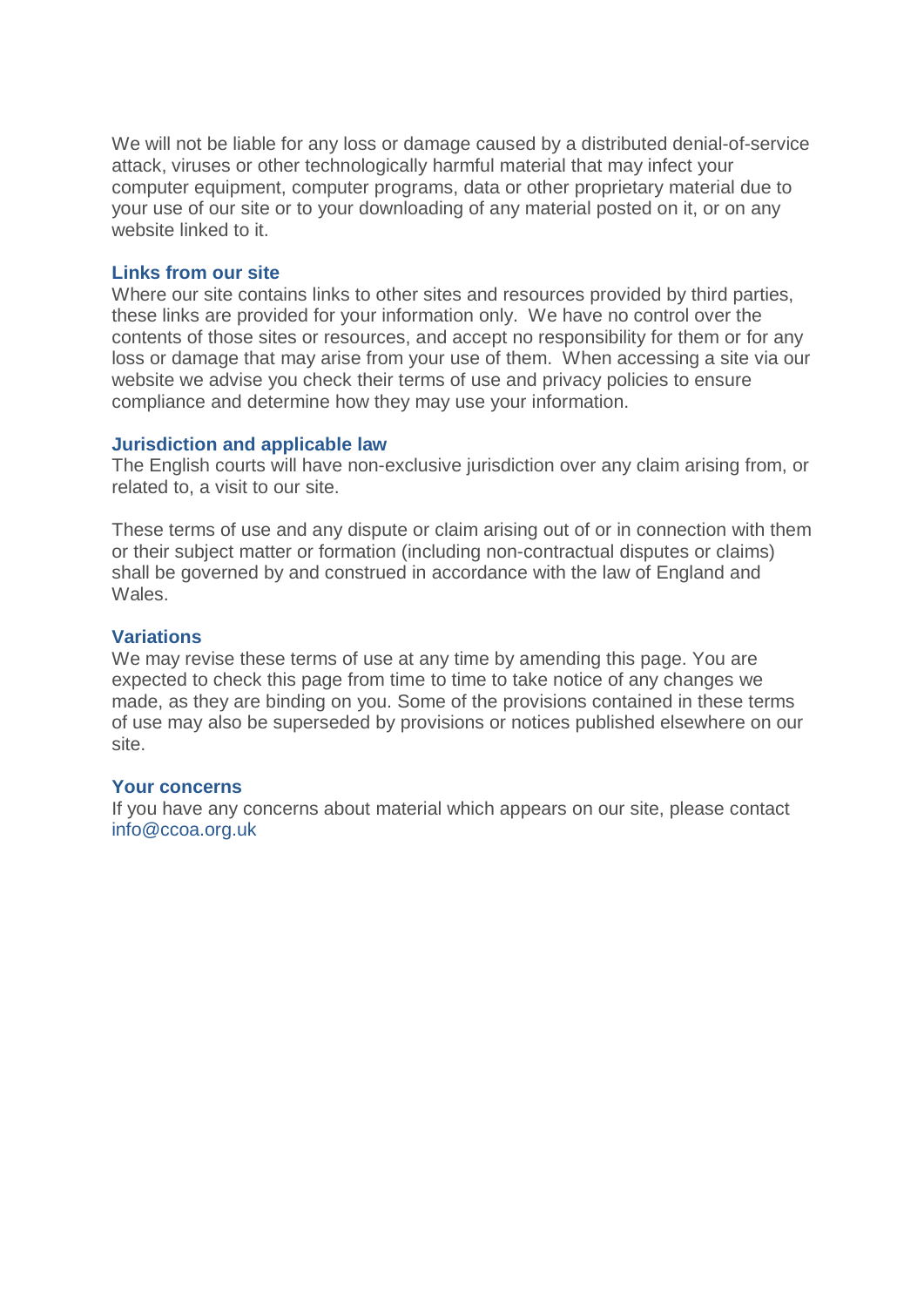We will not be liable for any loss or damage caused by a distributed denial-of-service attack, viruses or other technologically harmful material that may infect your computer equipment, computer programs, data or other proprietary material due to your use of our site or to your downloading of any material posted on it, or on any website linked to it.

### Links from our site

Where our site contains links to other sites and resources provided by third parties, these links are provided for your information only. We have no control over the contents of those sites or resources, and accept no responsibility for them or for any loss or damage that may arise from your use of them. When accessing a site via our website we advise you check their terms of use and privacy policies to ensure compliance and determine how they may use your information.

### Jurisdiction and applicable law

The English courts will have non-exclusive jurisdiction over any claim arising from, or related to, a visit to our site.

These terms of use and any dispute or claim arising out of or in connection with them or their subject matter or formation (including non-contractual disputes or claims) shall be governed by and construed in accordance with the law of England and Wales.

### Variations

We may revise these terms of use at any time by amending this page. You are expected to check this page from time to time to take notice of any changes we made, as they are binding on you. Some of the provisions contained in these terms of use may also be superseded by provisions or notices published elsewhere on our site.

### Your concerns

If you have any concerns about material which appears on our site, please contact info@ccoa.org.uk